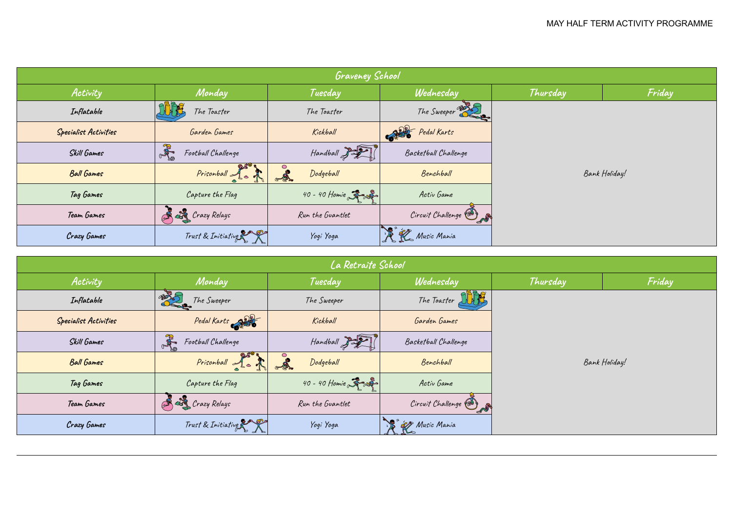MAY HALF TERM ACTIVITY PROGRAMME

| Graveney School | | | | | |
|---|---|---|---|---|---|
| Activity | Monday | Tuesday | Wednesday | Thursday | Friday |
| Inflatable | The Toaster | The Toaster | The Sweeper | Bank Holiday! | |
| Specialist Activities | Garden Games | Kickball | Pedal Karts | | |
| Skill Games | Football Challenge | Handball | Basketball Challenge | | |
| Ball Games | Prisonball | Dodgeball | Benchball | | |
| Tag Games | Capture the Flag | 40 - 40 Homie | Activ Game | | |
| Team Games | Crazy Relays | Run the Guantlet | Circuit Challenge | | |
| Crazy Games | Trust & Initiative | Yogi Yoga | Music Mania | | |

| La Retraite School | | | | | |
|---|---|---|---|---|---|
| Activity | Monday | Tuesday | Wednesday | Thursday | Friday |
| Inflatable | The Sweeper | The Sweeper | The Toaster | Bank Holiday! | |
| Specialist Activities | Pedal Karts | Kickball | Garden Games | | |
| Skill Games | Football Challenge | Handball | Basketball Challenge | | |
| Ball Games | Prisonball | Dodgeball | Benchball | | |
| Tag Games | Capture the Flag | 40 - 40 Homie | Activ Game | | |
| Team Games | Crazy Relays | Run the Guantlet | Circuit Challenge | | |
| Crazy Games | Trust & Initiative | Yogi Yoga | Music Mania | | |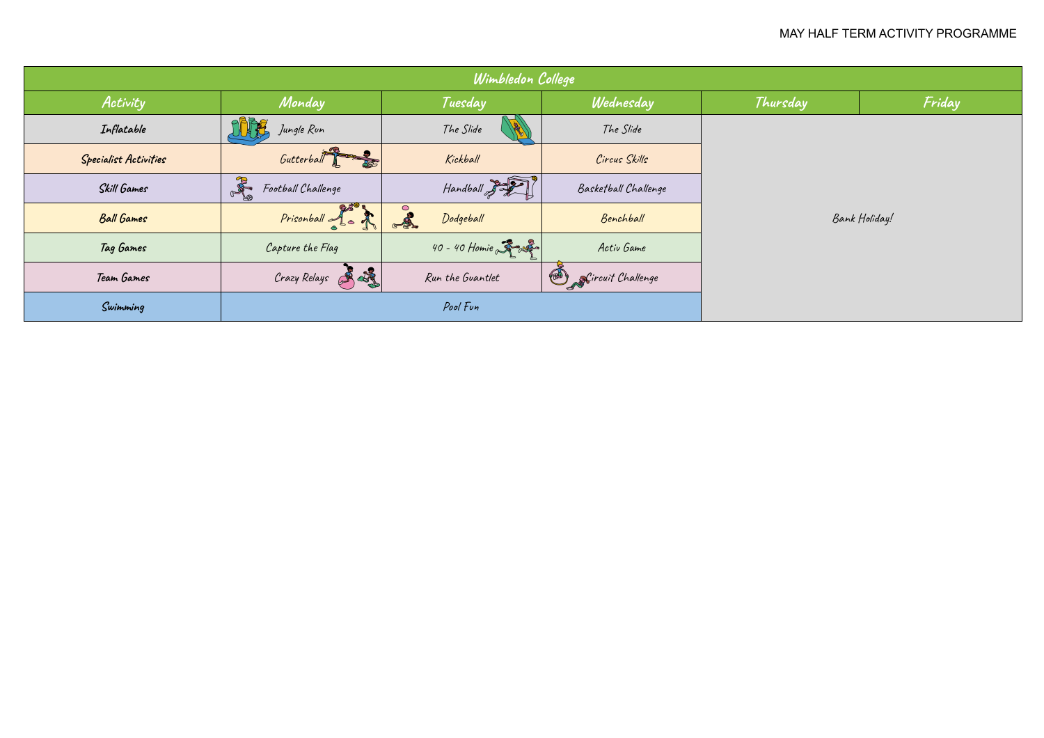MAY HALF TERM ACTIVITY PROGRAMME

| Wimbledon College | | | | | |
|---|---|---|---|---|---|
| Activity | Monday | Tuesday | Wednesday | Thursday | Friday |
| Inflatable | Jungle Run | The Slide | The Slide | Bank Holiday! | |
| Specialist Activities | Gutterball | Kickball | Circus Skills | | |
| Skill Games | Football Challenge | Handball | Basketball Challenge | | |
| Ball Games | Prisonball | Dodgeball | Benchball | | |
| Tag Games | Capture the Flag | 40 - 40 Homie | Activ Game | | |
| Team Games | Crazy Relays | Run the Guantlet | Circuit Challenge | | |
| Swimming | Pool Fun | | | | |